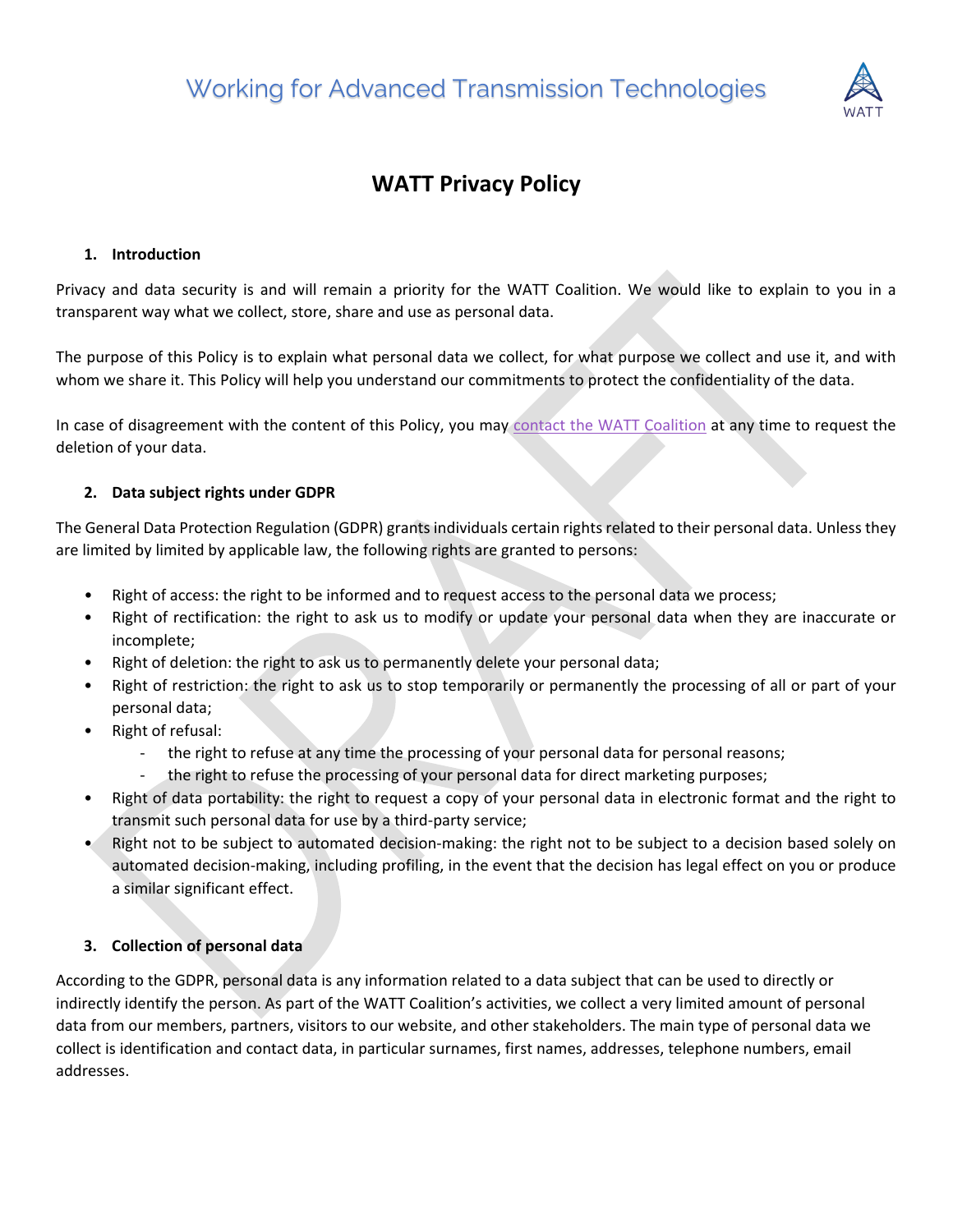Working for Advanced Transmission Technologies

# WATT Privacy Policy

## 1. Introduction

Privacy and data security is and will remain a priority for the WATT Coalition. We would like to explain to you in a transparent way what we collect, store, share and use as personal data.

The purpose of this Policy is to explain what personal data we collect, for what purpose we collect and use it, and with whom we share it. This Policy will help you understand our commitments to protect the confidentiality of the data.

In case of disagreement with the content of this Policy, you may contact the WATT Coalition at any time to request the deletion of your data.

## 2. Data subject rights under GDPR

The General Data Protection Regulation (GDPR) grants individuals certain rights related to their personal data. Unless they are limited by limited by applicable law, the following rights are granted to persons:

- Right of access: the right to be informed and to request access to the personal data we process;
- Right of rectification: the right to ask us to modify or update your personal data when they are inaccurate or incomplete;
- Right of deletion: the right to ask us to permanently delete your personal data;
- Right of restriction: the right to ask us to stop temporarily or permanently the processing of all or part of your personal data;
- Right of refusal:
  - the right to refuse at any time the processing of your personal data for personal reasons;
  - the right to refuse the processing of your personal data for direct marketing purposes;
- Right of data portability: the right to request a copy of your personal data in electronic format and the right to transmit such personal data for use by a third-party service;
- Right not to be subject to automated decision-making: the right not to be subject to a decision based solely on automated decision-making, including profiling, in the event that the decision has legal effect on you or produce a similar significant effect.

## 3. Collection of personal data

According to the GDPR, personal data is any information related to a data subject that can be used to directly or indirectly identify the person. As part of the WATT Coalition's activities, we collect a very limited amount of personal data from our members, partners, visitors to our website, and other stakeholders. The main type of personal data we collect is identification and contact data, in particular surnames, first names, addresses, telephone numbers, email addresses.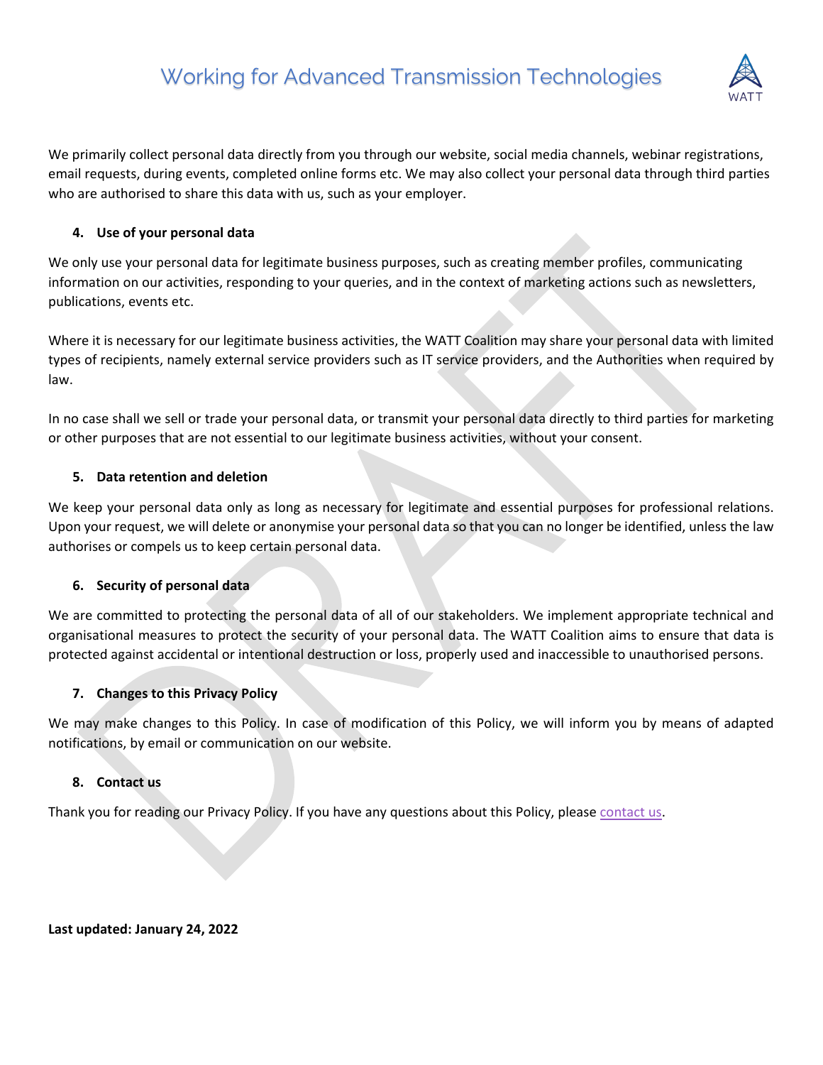We primarily collect personal data directly from you through our website, social media channels, webinar registrations, email requests, during events, completed online forms etc. We may also collect your personal data through third parties who are authorised to share this data with us, such as your employer.

### 4. Use of your personal data

We only use your personal data for legitimate business purposes, such as creating member profiles, communicating information on our activities, responding to your queries, and in the context of marketing actions such as newsletters, publications, events etc.

Where it is necessary for our legitimate business activities, the WATT Coalition may share your personal data with limited types of recipients, namely external service providers such as IT service providers, and the Authorities when required by law.

In no case shall we sell or trade your personal data, or transmit your personal data directly to third parties for marketing or other purposes that are not essential to our legitimate business activities, without your consent.

### 5. Data retention and deletion

We keep your personal data only as long as necessary for legitimate and essential purposes for professional relations. Upon your request, we will delete or anonymise your personal data so that you can no longer be identified, unless the law authorises or compels us to keep certain personal data.

### 6. Security of personal data

We are committed to protecting the personal data of all of our stakeholders. We implement appropriate technical and organisational measures to protect the security of your personal data. The WATT Coalition aims to ensure that data is protected against accidental or intentional destruction or loss, properly used and inaccessible to unauthorised persons.

### 7. Changes to this Privacy Policy

We may make changes to this Policy. In case of modification of this Policy, we will inform you by means of adapted notifications, by email or communication on our website.

### 8. Contact us

Thank you for reading our Privacy Policy. If you have any questions about this Policy, please contact us.

**Last updated: January 24, 2022**